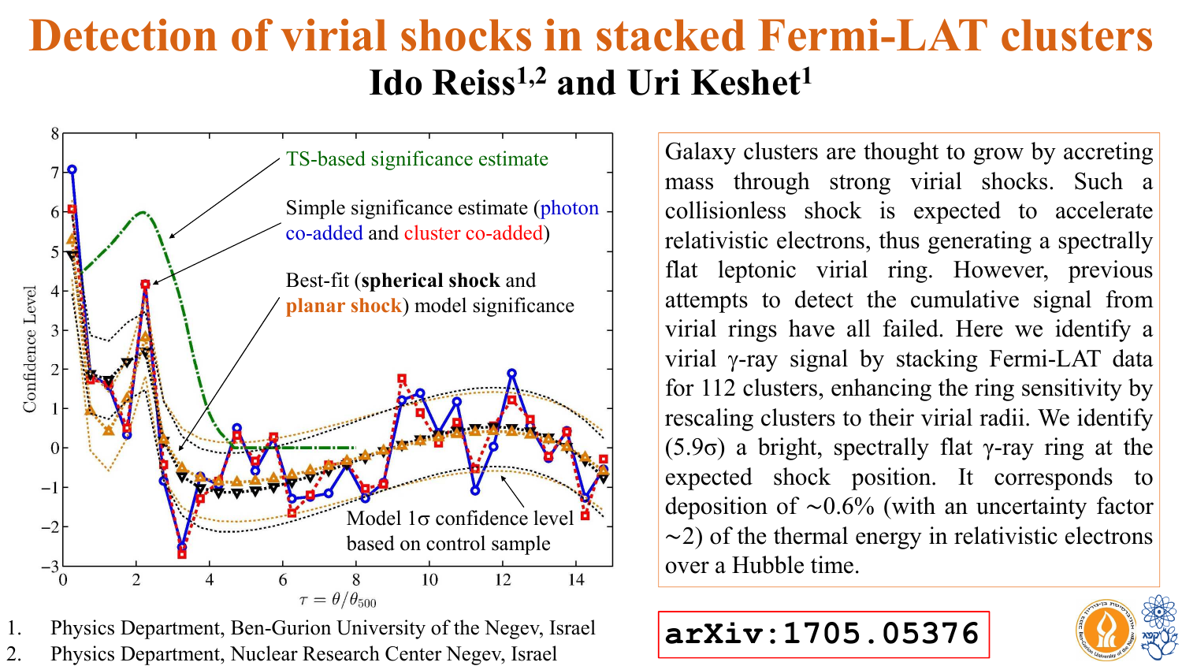# Detection of virial shocks in stacked Fermi-LAT clusters

## Ido Reiss[1,2] and Uri Keshet[1]

Galaxy clusters are thought to grow by accreting mass through strong virial shocks. Such a collisionless shock is expected to accelerate relativistic electrons, thus generating a spectrally flat leptonic virial ring. However, previous attempts to detect the cumulative signal from virial rings have all failed. Here we identify a virial γ-ray signal by stacking Fermi-LAT data for 112 clusters, enhancing the ring sensitivity by rescaling clusters to their virial radii. We identify (5.9σ) a bright, spectrally flat γ-ray ring at the expected shock position. It corresponds to deposition of ~0.6% (with an uncertainty factor ~2) of the thermal energy in relativistic electrons over a Hubble time.

**arXiv:1705.05376**

1. Physics Department, Ben-Gurion University of the Negev, Israel
2. Physics Department, Nuclear Research Center Negev, Israel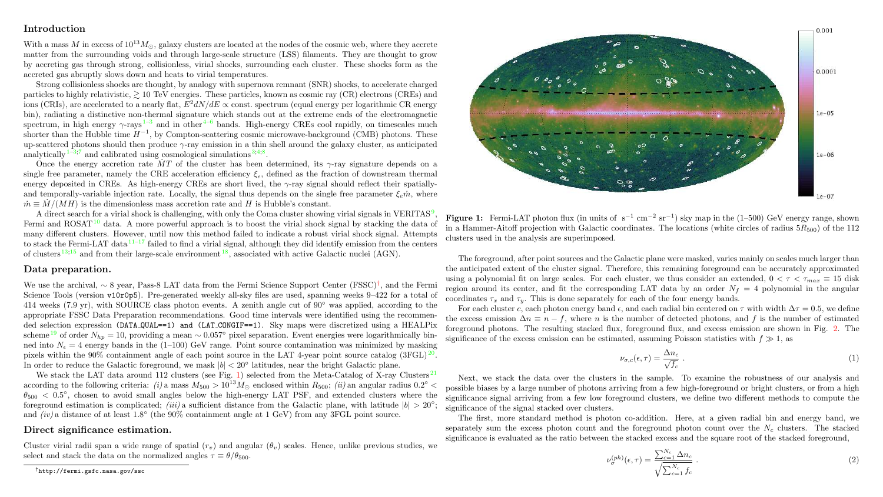## Introduction

With a mass $M$ in excess of $10^{13}M_{\odot}$, galaxy clusters are located at the nodes of the cosmic web, where they accrete matter from the surrounding voids and through large-scale structure (LSS) filaments. They are thought to grow by accreting gas through strong, collisionless, virial shocks, surrounding each cluster. These shocks form as the accreted gas abruptly slows down and heats to virial temperatures.

Strong collisionless shocks are thought, by analogy with supernova remnant (SNR) shocks, to accelerate charged particles to highly relativistic, $\gtrsim 10$ TeV energies. These particles, known as cosmic ray (CR) electrons (CREs) and ions (CRIs), are accelerated to a nearly flat, $E^2 dN/dE \propto$ const. spectrum (equal energy per logarithmic CR energy bin), radiating a distinctive non-thermal signature which stands out at the extreme ends of the electromagnetic spectrum, in high energy $\gamma$-rays[1–3] and in other[4–6] bands. High-energy CREs cool rapidly, on timescales much shorter than the Hubble time $H^{-1}$, by Compton-scattering cosmic microwave-background (CMB) photons. These up-scattered photons should then produce $\gamma$-ray emission in a thin shell around the galaxy cluster, as anticipated analytically[1–3;7] and calibrated using cosmological simulations[3;4;8].

Once the energy accretion rate $\dot{M}T$ of the cluster has been determined, its $\gamma$-ray signature depends on a single free parameter, namely the CRE acceleration efficiency $\xi_e$, defined as the fraction of downstream thermal energy deposited in CREs. As high-energy CREs are short lived, the $\gamma$-ray signal should reflect their spatially- and temporally-variable injection rate. Locally, the signal thus depends on the single free parameter $\xi_e \dot{m}$, where $\dot{m} \equiv \dot{M}/(MH)$ is the dimensionless mass accretion rate and $H$ is Hubble's constant.

A direct search for a virial shock is challenging, with only the Coma cluster showing virial signals in VERITAS[9], Fermi and ROSAT[10] data. A more powerful approach is to boost the virial shock signal by stacking the data of many different clusters. However, until now this method failed to indicate a robust virial shock signal. Attempts to stack the Fermi-LAT data[11–17] failed to find a virial signal, although they did identify emission from the centers of clusters[13;15] and from their large-scale environment[18], associated with active Galactic nuclei (AGN).

## Data preparation.

We use the archival, $\sim 8$ year, Pass-8 LAT data from the Fermi Science Support Center (FSSC)[†], and the Fermi Science Tools (version `v10r0p5`). Pre-generated weekly all-sky files are used, spanning weeks 9–422 for a total of 414 weeks (7.9 yr), with SOURCE class photon events. A zenith angle cut of 90° was applied, according to the appropriate FSSC Data Preparation recommendations. Good time intervals were identified using the recommended selection expression `(DATA_QUAL==1) and (LAT_CONFIG==1)`. Sky maps were discretized using a HEALPix scheme[19] of order $N_{hp} = 10$, providing a mean $\sim 0.057°$ pixel separation. Event energies were logarithmically binned into $N_\epsilon = 4$ energy bands in the (1–100) GeV range. Point source contamination was minimized by masking pixels within the 90% containment angle of each point source in the LAT 4-year point source catalog (3FGL)[20]. In order to reduce the Galactic foreground, we mask $|b| < 20°$ latitudes, near the bright Galactic plane.

We stack the LAT data around 112 clusters (see Fig. 1) selected from the Meta-Catalog of X-ray Clusters[21] according to the following criteria: *(i)* a mass $M_{500} > 10^{13}M_{\odot}$ enclosed within $R_{500}$; *(ii)* an angular radius $0.2° < \theta_{500} < 0.5°$, chosen to avoid small angles below the high-energy LAT PSF, and extended clusters where the foreground estimation is complicated; *(iii)* a sufficient distance from the Galactic plane, with latitude $|b| > 20°$; and *(iv)* a distance of at least 1.8° (the 90% containment angle at 1 GeV) from any 3FGL point source.

## Direct significance estimation.

Cluster virial radii span a wide range of spatial ($r_v$) and angular ($\theta_v$) scales. Hence, unlike previous studies, we select and stack the data on the normalized angles $\tau \equiv \theta/\theta_{500}$.

[†] http://fermi.gsfc.nasa.gov/ssc

**Figure 1:** Fermi-LAT photon flux (in units of $s^{-1}$ $cm^{-2}$ $sr^{-1}$) sky map in the (1–500) GeV energy range, shown in a Hammer-Aitoff projection with Galactic coordinates. The locations (white circles of radius $5R_{500}$) of the 112 clusters used in the analysis are superimposed.

The foreground, after point sources and the Galactic plane were masked, varies mainly on scales much larger than the anticipated extent of the cluster signal. Therefore, this remaining foreground can be accurately approximated using a polynomial fit on large scales. For each cluster, we thus consider an extended, $0 < \tau < \tau_{max} \equiv 15$ disk region around its center, and fit the corresponding LAT data by an order $N_f = 4$ polynomial in the angular coordinates $\tau_x$ and $\tau_y$. This is done separately for each of the four energy bands.

For each cluster $c$, each photon energy band $\epsilon$, and each radial bin centered on $\tau$ with width $\Delta\tau = 0.5$, we define the excess emission $\Delta n \equiv n - f$, where $n$ is the number of detected photons, and $f$ is the number of estimated foreground photons. The resulting stacked flux, foreground flux, and excess emission are shown in Fig. 2. The significance of the excess emission can be estimated, assuming Poisson statistics with $f \gg 1$, as

$$\nu_{\sigma,c}(\epsilon,\tau) = \frac{\Delta n_c}{\sqrt{f_c}} \ . \tag{1}$$

Next, we stack the data over the clusters in the sample. To examine the robustness of our analysis and possible biases by a large number of photons arriving from a few high-foreground or bright clusters, or from a high significance signal arriving from a few low foreground clusters, we define two different methods to compute the significance of the signal stacked over clusters.

The first, more standard method is photon co-addition. Here, at a given radial bin and energy band, we separately sum the excess photon count and the foreground photon count over the $N_c$ clusters. The stacked significance is evaluated as the ratio between the stacked excess and the square root of the stacked foreground,

$$\nu_{\sigma}^{(ph)}(\epsilon,\tau) = \frac{\sum_{c=1}^{N_c} \Delta n_c}{\sqrt{\sum_{c=1}^{N_c} f_c}} \ . \tag{2}$$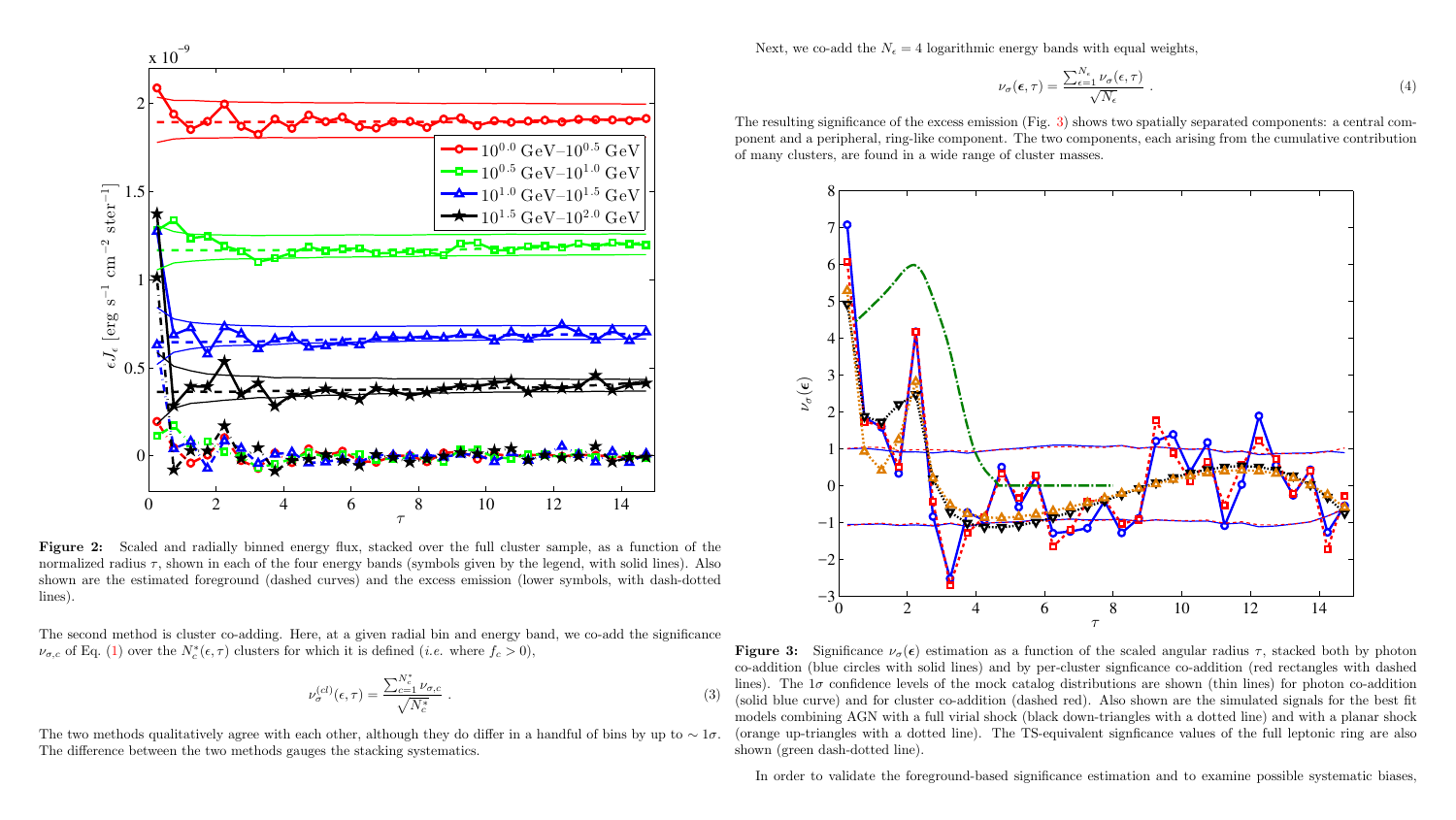**Figure 2:** Scaled and radially binned energy flux, stacked over the full cluster sample, as a function of the normalized radius $\tau$, shown in each of the four energy bands (symbols given by the legend, with solid lines). Also shown are the estimated foreground (dashed curves) and the excess emission (lower symbols, with dash-dotted lines).

The second method is cluster co-adding. Here, at a given radial bin and energy band, we co-add the significance $\nu_{\sigma,c}$ of Eq. (1) over the $N_c^*(\epsilon,\tau)$ clusters for which it is defined (*i.e.* where $f_c > 0$),

$$\nu_\sigma^{(cl)}(\epsilon,\tau) = \frac{\sum_{c=1}^{N_c^*} \nu_{\sigma,c}}{\sqrt{N_c^*}} \, . \tag{3}$$

The two methods qualitatively agree with each other, although they do differ in a handful of bins by up to $\sim 1\sigma$. The difference between the two methods gauges the stacking systematics.

Next, we co-add the $N_\epsilon = 4$ logarithmic energy bands with equal weights,

$$\nu_\sigma(\boldsymbol{\epsilon},\tau) = \frac{\sum_{\epsilon=1}^{N_\epsilon} \nu_\sigma(\epsilon,\tau)}{\sqrt{N_\epsilon}} \, . \tag{4}$$

The resulting significance of the excess emission (Fig. 3) shows two spatially separated components: a central component and a peripheral, ring-like component. The two components, each arising from the cumulative contribution of many clusters, are found in a wide range of cluster masses.

**Figure 3:** Significance $\nu_\sigma(\boldsymbol{\epsilon})$ estimation as a function of the scaled angular radius $\tau$, stacked both by photon co-addition (blue circles with solid lines) and by per-cluster signficance co-addition (red rectangles with dashed lines). The $1\sigma$ confidence levels of the mock catalog distributions are shown (thin lines) for photon co-addition (solid blue curve) and for cluster co-addition (dashed red). Also shown are the simulated signals for the best fit models combining AGN with a full virial shock (black down-triangles with a dotted line) and with a planar shock (orange up-triangles with a dotted line). The TS-equivalent signficance values of the full leptonic ring are also shown (green dash-dotted line).

In order to validate the foreground-based significance estimation and to examine possible systematic biases,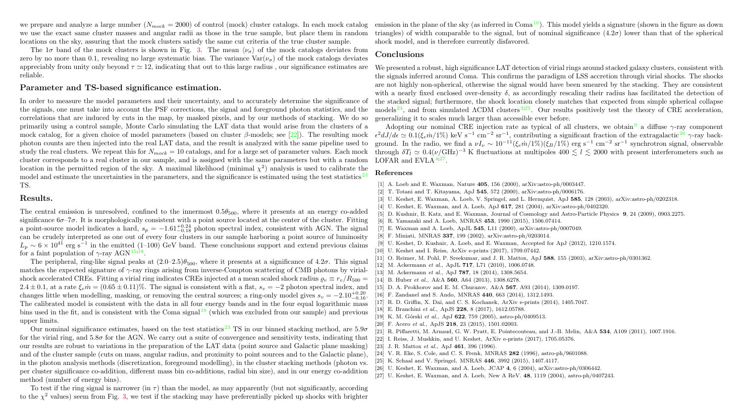we prepare and analyze a large number ($N_{mock} = 2000$) of control (mock) cluster catalogs. In each mock catalog we use the exact same cluster masses and angular radii as those in the true sample, but place them in random locations on the sky, assuring that the mock clusters satisfy the same cut criteria of the true cluster sample.

The $1\sigma$ band of the mock clusters is shown in Fig. 3. The mean $\langle \nu_\sigma \rangle$ of the mock catalogs deviates from zero by no more than 0.1, revealing no large systematic bias. The variance $\mathrm{Var}(\nu_\sigma)$ of the mock catalogs deviates appreciably from unity only beyond $\tau \simeq 12$, indicating that out to this large radius , our significance estimates are reliable.

## Parameter and TS-based significance estimation.

In order to measure the model parameters and their uncertainty, and to accurately determine the significance of the signals, one must take into account the PSF corrections, the signal and foreground photon statistics, and the correlations that are induced by cuts in the map, by masked pixels, and by our methods of stacking. We do so primarily using a control sample, Monte Carlo simulating the LAT data that would arise from the clusters of a mock catalog, for a given choice of model parameters (based on cluster $\beta$-models; see [22]). The resulting mock photon counts are then injected into the real LAT data, and the result is analyzed with the same pipeline used to study the real clusters. We repeat this for $N_{mock} = 10$ catalogs, and for a large set of parameter values. Each mock cluster corresponds to a real cluster in our sample, and is assigned with the same parameters but with a random location in the permitted region of the sky. A maximal likelihood (minimal $\chi^2$) analysis is used to calibrate the model and estimate the uncertainties in the parameters, and the significance is estimated using the test statistics[23] TS.

## Results.

The central emission is unresolved, confined to the innermost $0.5\theta_{500}$, where it presents at an energy co-added significance $6\sigma$–$7\sigma$. It is morphologically consistent with a point source located at the center of the cluster. Fitting a point-source model indicates a hard, $s_p = -1.61^{+0.24}_{-0.18}$ photon spectral index, consistent with AGN. The signal can be crudely interpreted as one out of every four clusters in our sample harboring a point source of luminosity $L_p \sim 6 \times 10^{41}$ erg s$^{-1}$ in the emitted (1–100) GeV band. These conclusions support and extend previous claims for a faint population of $\gamma$-ray AGN[15;18].

The peripheral, ring-like signal peaks at $(2.0$–$2.5)\theta_{500}$, where it presents at a significance of $4.2\sigma$. This signal matches the expected signature of $\gamma$-ray rings arising from inverse-Compton scattering of CMB photons by virial-shock accelerated CREs. Fitting a virial ring indicates CREs injected at a mean scaled shock radius $\varrho_v \equiv r_v/R_{500} = 2.4 \pm 0.1$, at a rate $\xi_e \dot{m} = (0.65 \pm 0.11)\%$. The signal is consistent with a flat, $s_v = -2$ photon spectral index, and changes little when modelling, masking, or removing the central sources; a ring-only model gives $s_v = -2.10^{+0.20}_{-0.16}$. The calibrated model is consistent with the data in all four energy bands and in the four equal logarithmic mass bins used in the fit, and is consistent with the Coma signal[10] (which was excluded from our sample) and previous upper limits.

Our nominal significance estimates, based on the test statistics[23] TS in our binned stacking method, are $5.9\sigma$ for the virial ring, and $5.8\sigma$ for the AGN. We carry out a suite of convergence and sensitivity tests, indicating that our results are robust to variations in the preparation of the LAT data (point source and Galactic plane masking) and of the cluster sample (cuts on mass, angular radius, and proximity to point sources and to the Galactic plane), in the photon analysis methods (discretization, foreground modelling), in the cluster stacking methods (photon vs. per cluster significance co-addition, different mass bin co-additions, radial bin size), and in our energy co-addition method (number of energy bins).

To test if the ring signal is narrower (in $\tau$) than the model, as may apparently (but not significantly, according to the $\chi^2$ values) seem from Fig. 3, we test if the stacking may have preferentially picked up shocks with brighter emission in the plane of the sky (as inferred in Coma[10]). This model yields a signature (shown in the figure as down triangles) of width comparable to the signal, but of nominal significance ($4.2\sigma$) lower than that of the spherical shock model, and is therefore currently disfavored.

## Conclusions

We presented a robust, high significance LAT detection of virial rings around stacked galaxy clusters, consistent with the signals inferred around Coma. This confirms the paradigm of LSS accretion through virial shocks. The shocks are not highly non-spherical, otherwise the signal would have been smeared by the stacking. They are consistent with a nearly fixed enclosed over-density $\delta$, as accordingly rescaling their radius has facilitated the detection of the stacked signal; furthermore, the shock location closely matches that expected from simple spherical collapse models[24], and from simulated $\Lambda$CDM clusters[3;25]. Our results positively test the theory of CRE acceleration, generalizing it to scales much larger than accessible ever before.

Adopting our nominal CRE injection rate as typical of all clusters, we obtain[9] a diffuse $\gamma$-ray component $\epsilon^2 dJ/d\epsilon \simeq 0.1(\xi_e \dot{m}/1\%)$ keV s$^{-1}$ cm$^{-2}$ sr$^{-1}$, contributing a significant fraction of the extragalactic[26] $\gamma$-ray background. In the radio, we find a $\nu I_\nu \sim 10^{-11}(\xi_e \dot{m}/1\%)(\xi_B/1\%)$ erg s$^{-1}$ cm$^{-2}$ sr$^{-1}$ synchrotron signal, observable through $\delta T_l \simeq 0.4(\nu/\mathrm{GHz})^{-3}$ K fluctuations at multipoles $400 \lesssim l \lesssim 2000$ with present interferometers such as LOFAR and EVLA[4;27].

### References

[1] A. Loeb and E. Waxman, Nature **405**, 156 (2000), arXiv:astro-ph/0003447.
[2] T. Totani and T. Kitayama, ApJ **545**, 572 (2000), arXiv:astro-ph/0006176.
[3] U. Keshet, E. Waxman, A. Loeb, V. Springel, and L. Hernquist, ApJ **585**, 128 (2003), arXiv:astro-ph/0202318.
[4] U. Keshet, E. Waxman, and A. Loeb, ApJ **617**, 281 (2004), arXiv:astro-ph/0402320.
[5] D. Kushnir, B. Katz, and E. Waxman, Journal of Cosmology and Astro-Particle Physics **9**, 24 (2009), 0903.2275.
[6] R. Yamazaki and A. Loeb, MNRAS **453**, 1990 (2015), 1506.07414.
[7] E. Waxman and A. Loeb, ApJL **545**, L11 (2000), arXiv:astro-ph/0007049.
[8] F. Miniati, MNRAS **337**, 199 (2002), arXiv:astro-ph/0203014.
[9] U. Keshet, D. Kushnir, A. Loeb, and E. Waxman, Accepted for ApJ (2012), 1210.1574.
[10] U. Keshet and I. Reiss, ArXiv e-prints (2017), 1709.07442.
[11] O. Reimer, M. Pohl, P. Sreekumar, and J. R. Mattox, ApJ **588**, 155 (2003), arXiv:astro-ph/0301362.
[12] M. Ackermann *et al.*, ApJL **717**, L71 (2010), 1006.0748.
[13] M. Ackermann *et al.*, ApJ **787**, 18 (2014), 1308.5654.
[14] B. Huber *et al.*, A&A **560**, A64 (2013), 1308.6278.
[15] D. A. Prokhorov and E. M. Churazov, A&A **567**, A93 (2014), 1309.0197.
[16] F. Zandanel and S. Ando, MNRAS **440**, 663 (2014), 1312.1493.
[17] R. D. Griffin, X. Dai, and C. S. Kochanek, ArXiv e-prints (2014), 1405.7047.
[18] E. Branchini *et al.*, ApJS **228**, 8 (2017), 1612.05788.
[19] K. M. Górski *et al.*, ApJ **622**, 759 (2005), astro-ph/0409513.
[20] F. Acero *et al.*, ApJS **218**, 23 (2015), 1501.02003.
[21] R. Piffaretti, M. Arnaud, G. W. Pratt, E. Pointecouteau, and J.-B. Melin, A&A **534**, A109 (2011), 1007.1916.
[22] I. Reiss, J. Mushkin, and U. Keshet, ArXiv e-prints (2017), 1705.05376.
[23] J. R. Mattox *et al.*, ApJ **461**, 396 (1996).
[24] V. R. Eke, S. Cole, and C. S. Frenk, MNRAS **282** (1996), astro-ph/9601088.
[25] K. Schaal and V. Springel, MNRAS **446**, 3992 (2015), 1407.4117.
[26] U. Keshet, E. Waxman, and A. Loeb, JCAP **4**, 6 (2004), arXiv:astro-ph/0306442.
[27] U. Keshet, E. Waxman, and A. Loeb, New A ReV. **48**, 1119 (2004), astro-ph/0407243.